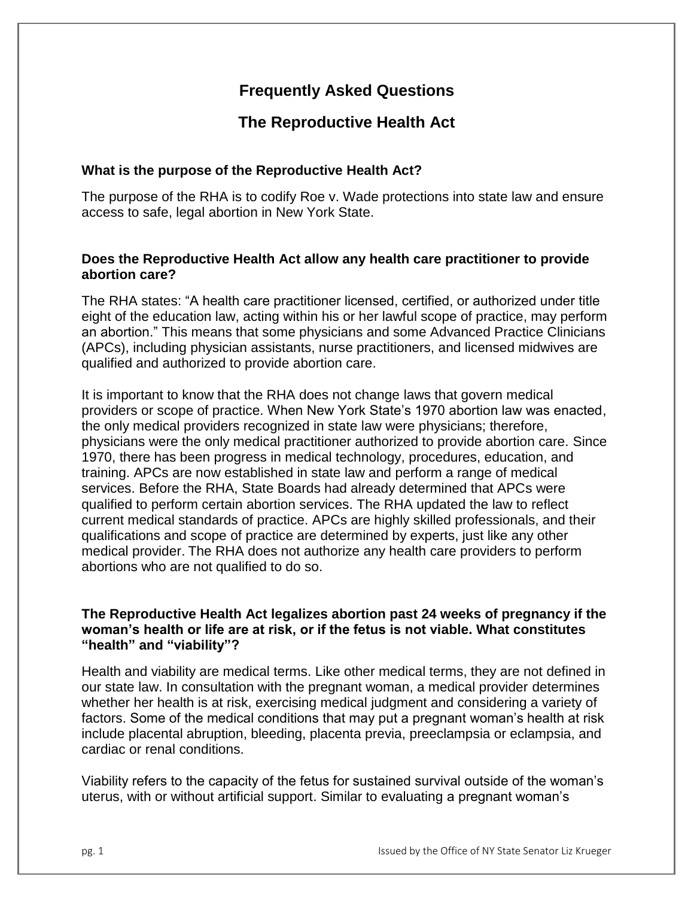# Frequently Asked Questions

## The Reproductive Health Act

**What is the purpose of the Reproductive Health Act?**

The purpose of the RHA is to codify Roe v. Wade protections into state law and ensure access to safe, legal abortion in New York State.

**Does the Reproductive Health Act allow any health care practitioner to provide abortion care?**

The RHA states: "A health care practitioner licensed, certified, or authorized under title eight of the education law, acting within his or her lawful scope of practice, may perform an abortion." This means that some physicians and some Advanced Practice Clinicians (APCs), including physician assistants, nurse practitioners, and licensed midwives are qualified and authorized to provide abortion care.

It is important to know that the RHA does not change laws that govern medical providers or scope of practice. When New York State's 1970 abortion law was enacted, the only medical providers recognized in state law were physicians; therefore, physicians were the only medical practitioner authorized to provide abortion care. Since 1970, there has been progress in medical technology, procedures, education, and training. APCs are now established in state law and perform a range of medical services. Before the RHA, State Boards had already determined that APCs were qualified to perform certain abortion services. The RHA updated the law to reflect current medical standards of practice. APCs are highly skilled professionals, and their qualifications and scope of practice are determined by experts, just like any other medical provider. The RHA does not authorize any health care providers to perform abortions who are not qualified to do so.

**The Reproductive Health Act legalizes abortion past 24 weeks of pregnancy if the woman's health or life are at risk, or if the fetus is not viable. What constitutes "health" and "viability"?**

Health and viability are medical terms. Like other medical terms, they are not defined in our state law. In consultation with the pregnant woman, a medical provider determines whether her health is at risk, exercising medical judgment and considering a variety of factors. Some of the medical conditions that may put a pregnant woman's health at risk include placental abruption, bleeding, placenta previa, preeclampsia or eclampsia, and cardiac or renal conditions.

Viability refers to the capacity of the fetus for sustained survival outside of the woman's uterus, with or without artificial support. Similar to evaluating a pregnant woman's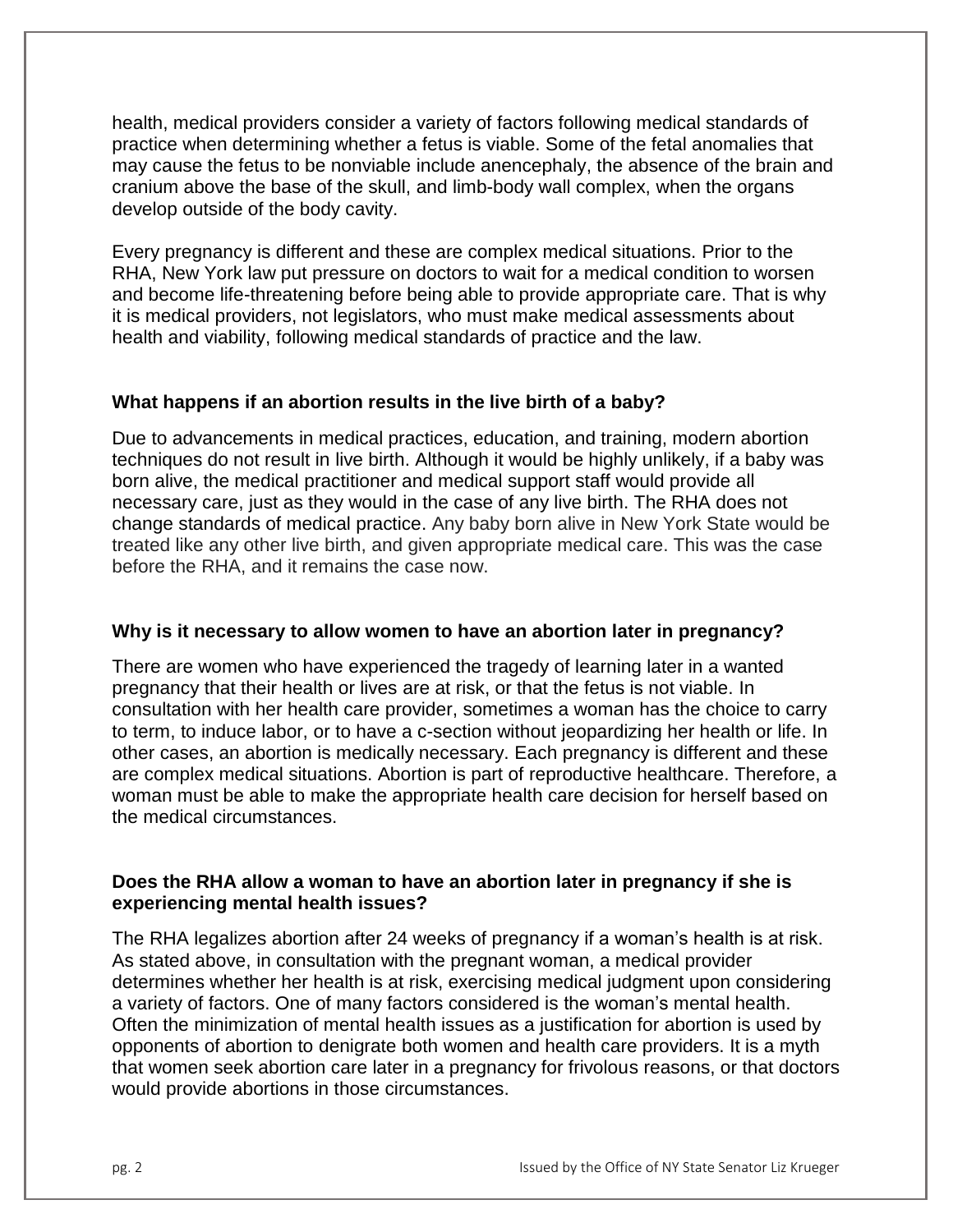health, medical providers consider a variety of factors following medical standards of practice when determining whether a fetus is viable. Some of the fetal anomalies that may cause the fetus to be nonviable include anencephaly, the absence of the brain and cranium above the base of the skull, and limb-body wall complex, when the organs develop outside of the body cavity.

Every pregnancy is different and these are complex medical situations. Prior to the RHA, New York law put pressure on doctors to wait for a medical condition to worsen and become life-threatening before being able to provide appropriate care. That is why it is medical providers, not legislators, who must make medical assessments about health and viability, following medical standards of practice and the law.

**What happens if an abortion results in the live birth of a baby?**

Due to advancements in medical practices, education, and training, modern abortion techniques do not result in live birth. Although it would be highly unlikely, if a baby was born alive, the medical practitioner and medical support staff would provide all necessary care, just as they would in the case of any live birth. The RHA does not change standards of medical practice. Any baby born alive in New York State would be treated like any other live birth, and given appropriate medical care. This was the case before the RHA, and it remains the case now.

**Why is it necessary to allow women to have an abortion later in pregnancy?**

There are women who have experienced the tragedy of learning later in a wanted pregnancy that their health or lives are at risk, or that the fetus is not viable. In consultation with her health care provider, sometimes a woman has the choice to carry to term, to induce labor, or to have a c-section without jeopardizing her health or life. In other cases, an abortion is medically necessary. Each pregnancy is different and these are complex medical situations. Abortion is part of reproductive healthcare. Therefore, a woman must be able to make the appropriate health care decision for herself based on the medical circumstances.

**Does the RHA allow a woman to have an abortion later in pregnancy if she is experiencing mental health issues?**

The RHA legalizes abortion after 24 weeks of pregnancy if a woman's health is at risk. As stated above, in consultation with the pregnant woman, a medical provider determines whether her health is at risk, exercising medical judgment upon considering a variety of factors. One of many factors considered is the woman's mental health. Often the minimization of mental health issues as a justification for abortion is used by opponents of abortion to denigrate both women and health care providers. It is a myth that women seek abortion care later in a pregnancy for frivolous reasons, or that doctors would provide abortions in those circumstances.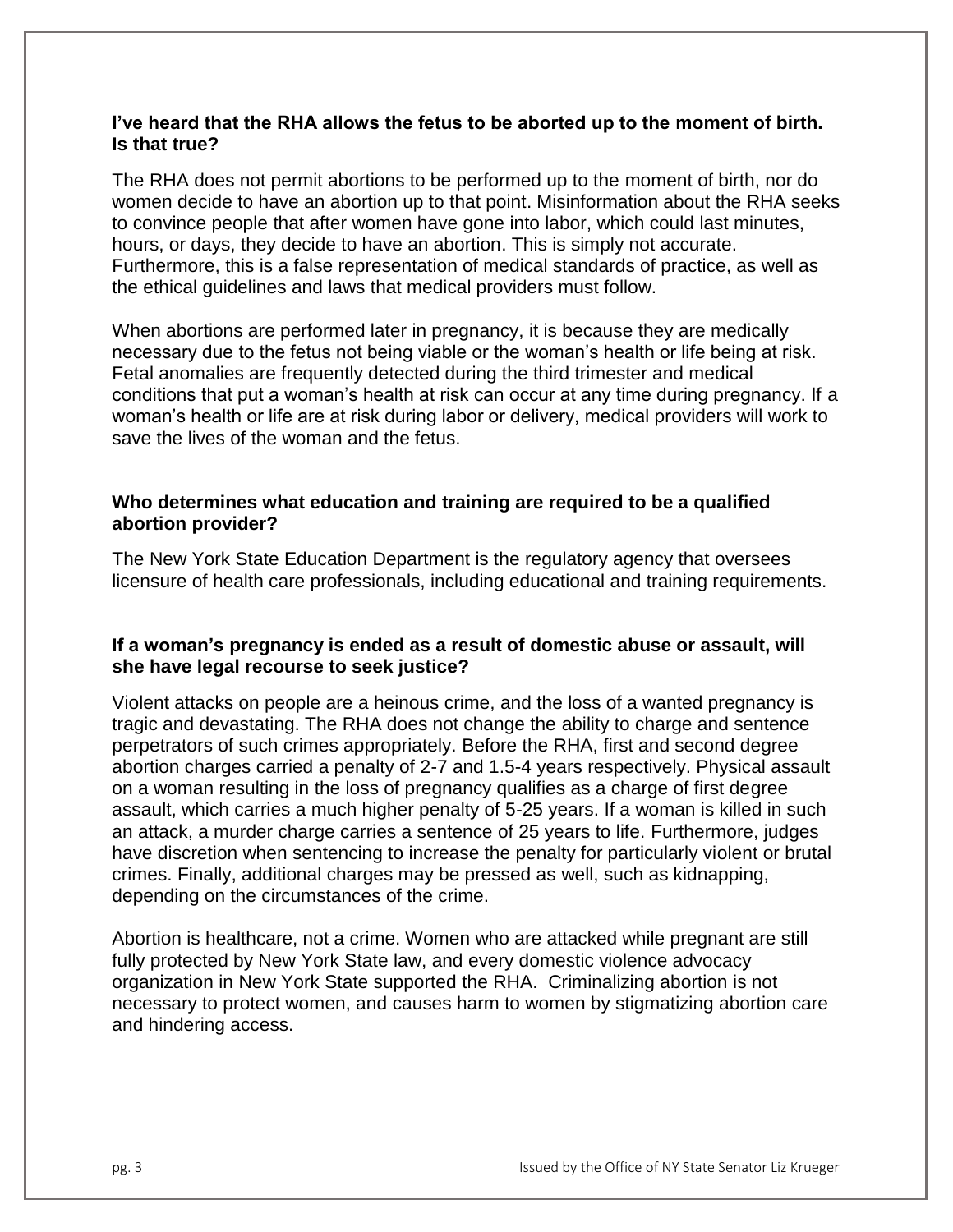**I've heard that the RHA allows the fetus to be aborted up to the moment of birth. Is that true?**

The RHA does not permit abortions to be performed up to the moment of birth, nor do women decide to have an abortion up to that point. Misinformation about the RHA seeks to convince people that after women have gone into labor, which could last minutes, hours, or days, they decide to have an abortion. This is simply not accurate. Furthermore, this is a false representation of medical standards of practice, as well as the ethical guidelines and laws that medical providers must follow.

When abortions are performed later in pregnancy, it is because they are medically necessary due to the fetus not being viable or the woman's health or life being at risk. Fetal anomalies are frequently detected during the third trimester and medical conditions that put a woman's health at risk can occur at any time during pregnancy. If a woman's health or life are at risk during labor or delivery, medical providers will work to save the lives of the woman and the fetus.

**Who determines what education and training are required to be a qualified abortion provider?**

The New York State Education Department is the regulatory agency that oversees licensure of health care professionals, including educational and training requirements.

**If a woman's pregnancy is ended as a result of domestic abuse or assault, will she have legal recourse to seek justice?**

Violent attacks on people are a heinous crime, and the loss of a wanted pregnancy is tragic and devastating. The RHA does not change the ability to charge and sentence perpetrators of such crimes appropriately. Before the RHA, first and second degree abortion charges carried a penalty of 2-7 and 1.5-4 years respectively. Physical assault on a woman resulting in the loss of pregnancy qualifies as a charge of first degree assault, which carries a much higher penalty of 5-25 years. If a woman is killed in such an attack, a murder charge carries a sentence of 25 years to life. Furthermore, judges have discretion when sentencing to increase the penalty for particularly violent or brutal crimes. Finally, additional charges may be pressed as well, such as kidnapping, depending on the circumstances of the crime.

Abortion is healthcare, not a crime. Women who are attacked while pregnant are still fully protected by New York State law, and every domestic violence advocacy organization in New York State supported the RHA. Criminalizing abortion is not necessary to protect women, and causes harm to women by stigmatizing abortion care and hindering access.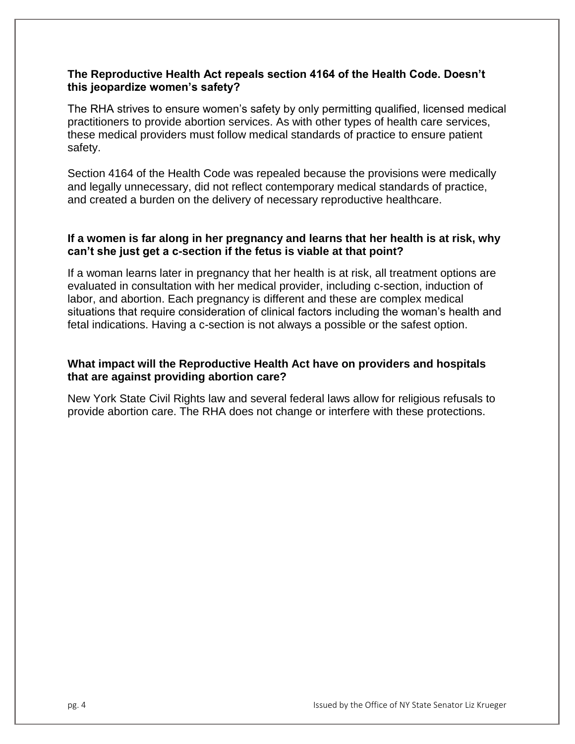**The Reproductive Health Act repeals section 4164 of the Health Code. Doesn't this jeopardize women's safety?**

The RHA strives to ensure women's safety by only permitting qualified, licensed medical practitioners to provide abortion services. As with other types of health care services, these medical providers must follow medical standards of practice to ensure patient safety.

Section 4164 of the Health Code was repealed because the provisions were medically and legally unnecessary, did not reflect contemporary medical standards of practice, and created a burden on the delivery of necessary reproductive healthcare.

**If a women is far along in her pregnancy and learns that her health is at risk, why can't she just get a c-section if the fetus is viable at that point?**

If a woman learns later in pregnancy that her health is at risk, all treatment options are evaluated in consultation with her medical provider, including c-section, induction of labor, and abortion. Each pregnancy is different and these are complex medical situations that require consideration of clinical factors including the woman's health and fetal indications. Having a c-section is not always a possible or the safest option.

**What impact will the Reproductive Health Act have on providers and hospitals that are against providing abortion care?**

New York State Civil Rights law and several federal laws allow for religious refusals to provide abortion care. The RHA does not change or interfere with these protections.